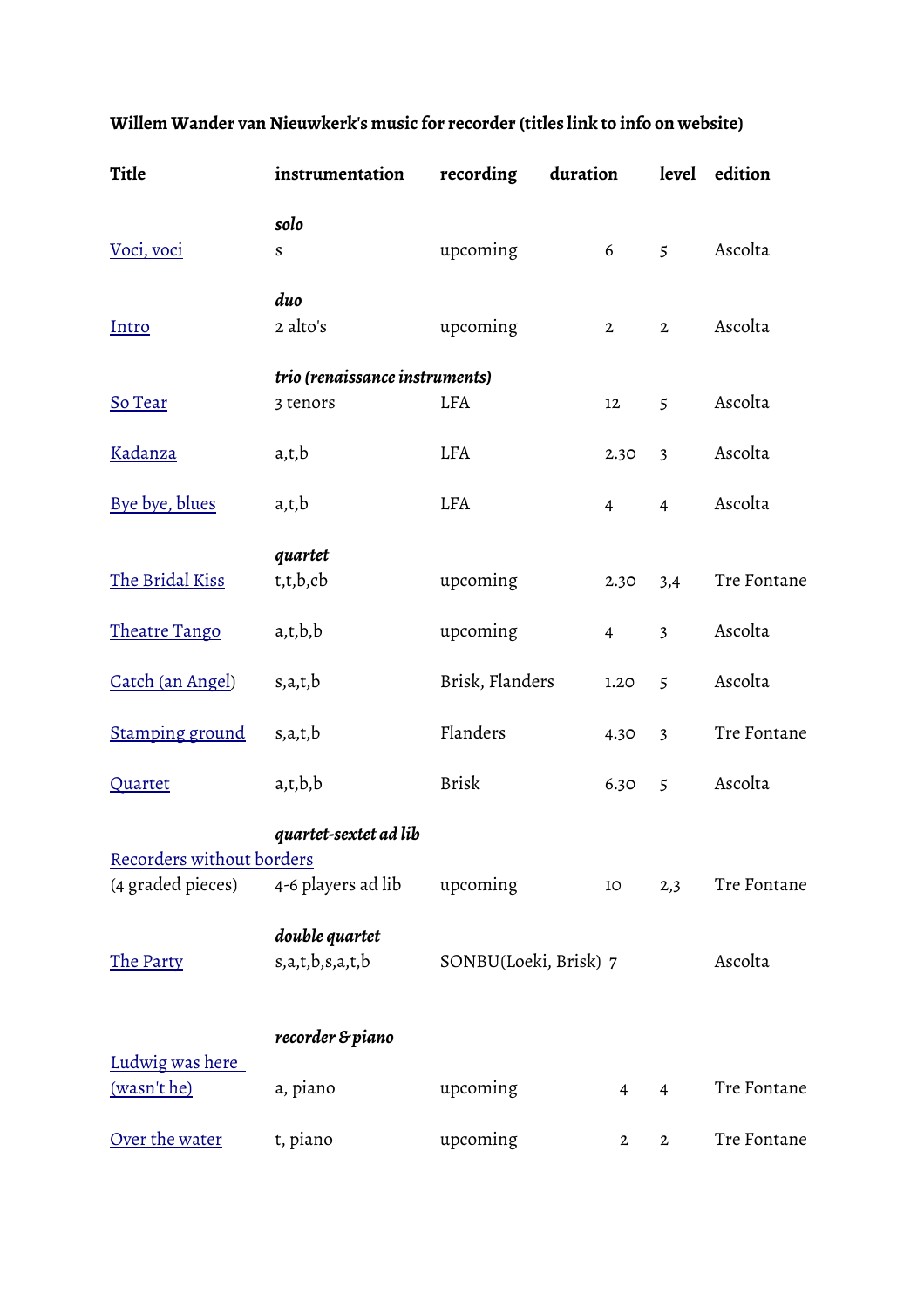**Willem Wander van Nieuwkerk's music for recorder (titles link to info on website)**

| Title | instrumentation | recording | duration | level | edition |
|---|---|---|---|---|---|
| | ***solo*** | | | | |
| Voci, voci | s | upcoming | 6 | 5 | Ascolta |
| | ***duo*** | | | | |
| Intro | 2 alto's | upcoming | 2 | 2 | Ascolta |
| | ***trio (renaissance instruments)*** | | | | |
| So Tear | 3 tenors | LFA | 12 | 5 | Ascolta |
| Kadanza | a,t,b | LFA | 2.30 | 3 | Ascolta |
| Bye bye, blues | a,t,b | LFA | 4 | 4 | Ascolta |
| | ***quartet*** | | | | |
| The Bridal Kiss | t,t,b,cb | upcoming | 2.30 | 3,4 | Tre Fontane |
| Theatre Tango | a,t,b,b | upcoming | 4 | 3 | Ascolta |
| Catch (an Angel) | s,a,t,b | Brisk, Flanders | 1.20 | 5 | Ascolta |
| Stamping ground | s,a,t,b | Flanders | 4.30 | 3 | Tre Fontane |
| Quartet | a,t,b,b | Brisk | 6.30 | 5 | Ascolta |
| | ***quartet-sextet ad lib*** | | | | |
| Recorders without borders (4 graded pieces) | 4-6 players ad lib | upcoming | 10 | 2,3 | Tre Fontane |
| | ***double quartet*** | | | | |
| The Party | s,a,t,b,s,a,t,b | SONBU(Loeki, Brisk) | 7 | | Ascolta |
| | ***recorder & piano*** | | | | |
| Ludwig was here (wasn't he) | a, piano | upcoming | 4 | 4 | Tre Fontane |
| Over the water | t, piano | upcoming | 2 | 2 | Tre Fontane |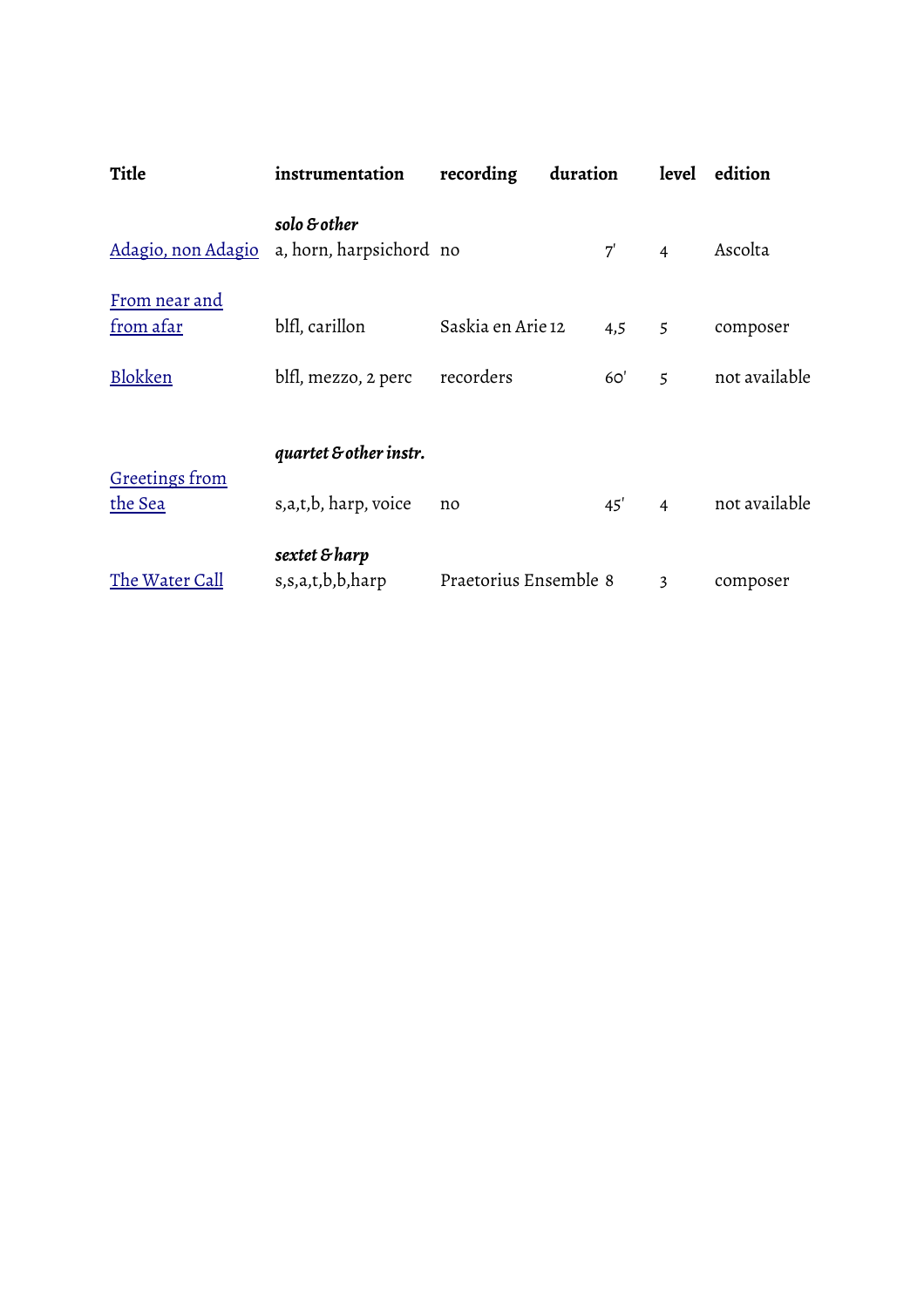| Title | instrumentation | recording | duration | level | edition |
|---|---|---|---|---|---|
| | ***solo & other*** | | | | |
| Adagio, non Adagio | a, horn, harpsichord | no | 7' | 4 | Ascolta |
| From near and from afar | blfl, carillon | Saskia en Arie | 12 4,5 | 5 | composer |
| Blokken | blfl, mezzo, 2 perc | recorders | 60' | 5 | not available |
| | ***quartet & other instr.*** | | | | |
| Greetings from the Sea | s,a,t,b, harp, voice | no | 45' | 4 | not available |
| | ***sextet & harp*** | | | | |
| The Water Call | s,s,a,t,b,b,harp | Praetorius Ensemble | 8 | 3 | composer |